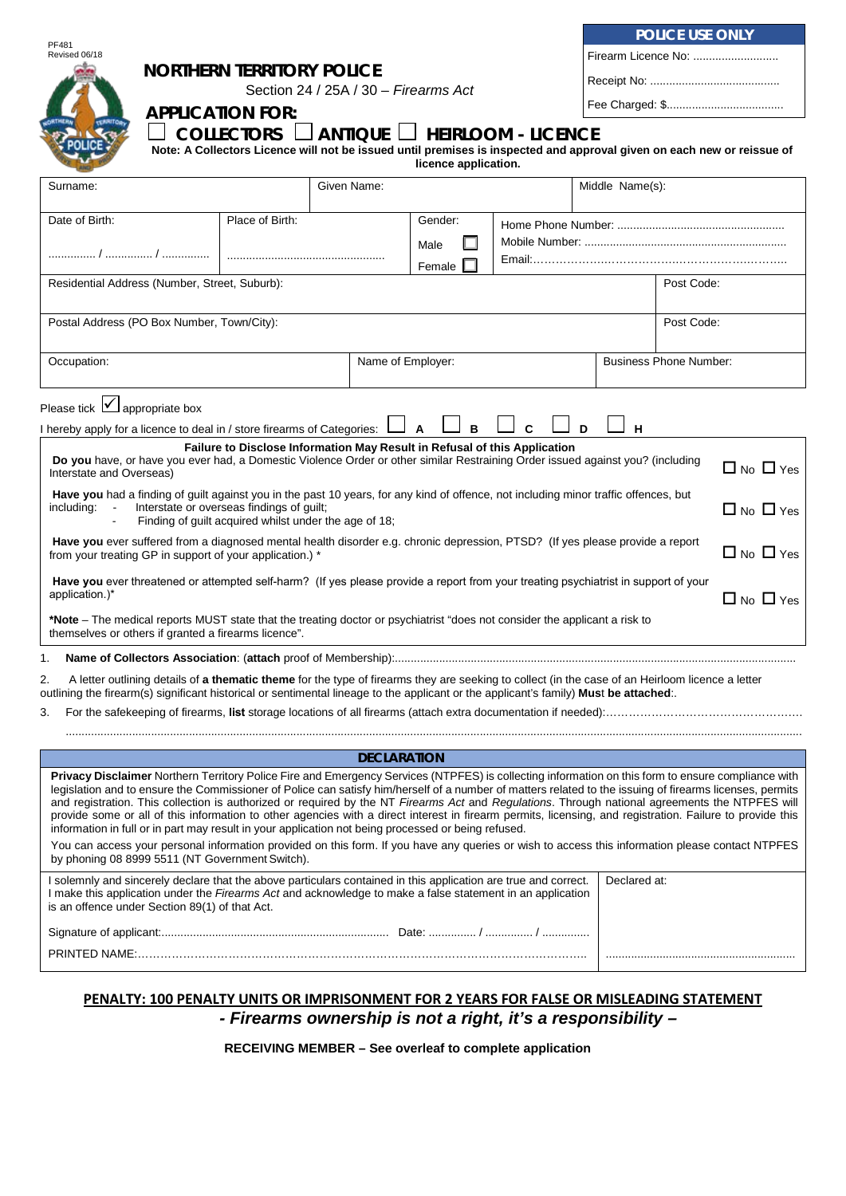PF481
Revised 06/18

| POLICE USE ONLY |
|---|
| Firearm Licence No: ........................... |
| Receipt No: ......................................... |
| Fee Charged: $..................................... |

# NORTHERN TERRITORY POLICE

Section 24 / 25A / 30 – *Firearms Act*

## APPLICATION FOR:

☐ **COLLECTORS** ☐ **ANTIQUE** ☐ **HEIRLOOM - LICENCE**

**Note: A Collectors Licence will not be issued until premises is inspected and approval given on each new or reissue of licence application.**

| Surname: | | Given Name: | | Middle Name(s): | |
|---|---|---|---|---|---|
| Date of Birth: ............... / ............... / ............... | Place of Birth: ................................................. | Gender: Male ☐ Female ☐ | Home Phone Number: .................................................... Mobile Number: ................................................................ Email:…………………………………………………….. | | |
| Residential Address (Number, Street, Suburb): | | | | Post Code: | |
| Postal Address (PO Box Number, Town/City): | | | | Post Code: | |
| Occupation: | | Name of Employer: | | Business Phone Number: | |

Please tick ☑ appropriate box

I hereby apply for a licence to deal in / store firearms of Categories: ☐ A ☐ B ☐ C ☐ D ☐ H

**Failure to Disclose Information May Result in Refusal of this Application**

| Question | Answer |
|---|---|
| **Do you** have, or have you ever had, a Domestic Violence Order or other similar Restraining Order issued against you? (including Interstate and Overseas) | ☐ No ☐ Yes |
| **Have you** had a finding of guilt against you in the past 10 years, for any kind of offence, not including minor traffic offences, but including: - Interstate or overseas findings of guilt; - Finding of guilt acquired whilst under the age of 18; | ☐ No ☐ Yes |
| **Have you** ever suffered from a diagnosed mental health disorder e.g. chronic depression, PTSD? (If yes please provide a report from your treating GP in support of your application.) * | ☐ No ☐ Yes |
| **Have you** ever threatened or attempted self-harm? (If yes please provide a report from your treating psychiatrist in support of your application.)* | ☐ No ☐ Yes |

***Note** – The medical reports MUST state that the treating doctor or psychiatrist "does not consider the applicant a risk to themselves or others if granted a firearms licence".

1. **Name of Collectors Association**: (**attach** proof of Membership):............................................................................................................................................

2. A letter outlining details of **a thematic theme** for the type of firearms they are seeking to collect (in the case of an Heirloom licence a letter outlining the firearm(s) significant historical or sentimental lineage to the applicant or the applicant's family) **Mus**t **be attached**:.

3. For the safekeeping of firearms, **list** storage locations of all firearms (attach extra documentation if needed):……………………………………………
.......................................................................................................................................................................................................................

## DECLARATION

**Privacy Disclaimer** Northern Territory Police Fire and Emergency Services (NTPFES) is collecting information on this form to ensure compliance with legislation and to ensure the Commissioner of Police can satisfy him/herself of a number of matters related to the issuing of firearms licenses, permits and registration. This collection is authorized or required by the NT *Firearms Act* and *Regulations*. Through national agreements the NTPFES will provide some or all of this information to other agencies with a direct interest in firearm permits, licensing, and registration. Failure to provide this information in full or in part may result in your application not being processed or being refused.

You can access your personal information provided on this form. If you have any queries or wish to access this information please contact NTPFES by phoning 08 8999 5511 (NT Government Switch).

| | |
|---|---|
| I solemnly and sincerely declare that the above particulars contained in this application are true and correct. I make this application under the *Firearms Act* and acknowledge to make a false statement in an application is an offence under Section 89(1) of that Act. | Declared at: |
| Signature of applicant:....................................................................... Date: .............. / .............. / .............. | |
| PRINTED NAME:…………………………………………………………………………………………………….. | ........................................................... |

**PENALTY: 100 PENALTY UNITS OR IMPRISONMENT FOR 2 YEARS FOR FALSE OR MISLEADING STATEMENT**

***- Firearms ownership is not a right, it's a responsibility –***

**RECEIVING MEMBER – See overleaf to complete application**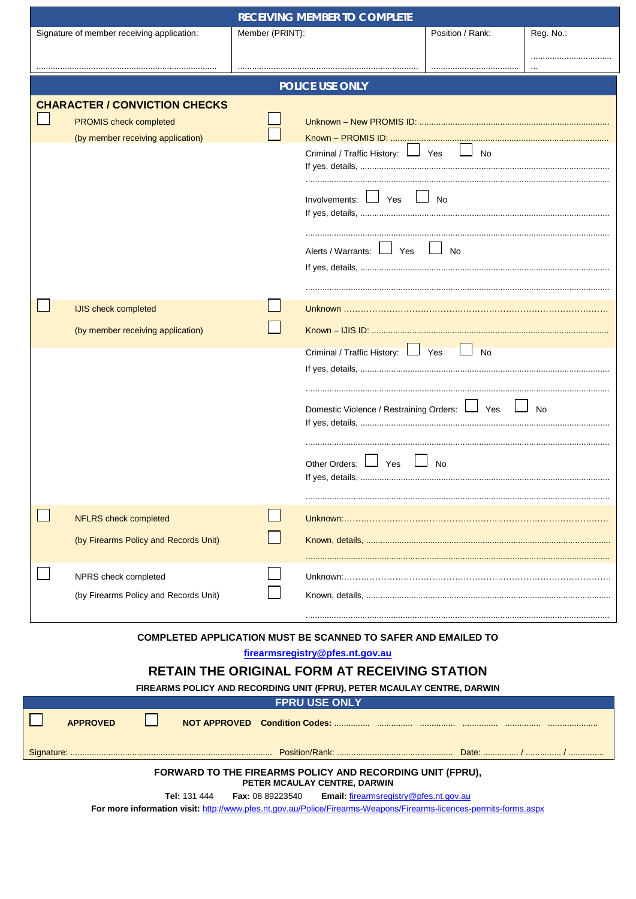## RECEIVING MEMBER TO COMPLETE

| Signature of member receiving application: | Member (PRINT): | Position / Rank: | Reg. No.: |
|---|---|---|---|
| ........................................................................... | ........................................................................... | .................................... | .................................... |

## POLICE USE ONLY

### CHARACTER / CONVICTION CHECKS

☐ PROMIS check completed (by member receiving application)

☐ Unknown – New PROMIS ID: ..............................................................................

☐ Known – PROMIS ID: ..........................................................................................

Criminal / Traffic History: ☐ Yes ☐ No
If yes, details, .......................................................................................................
.............................................................................................................................

Involvements: ☐ Yes ☐ No
If yes, details, .......................................................................................................
.............................................................................................................................

Alerts / Warrants: ☐ Yes ☐ No
If yes, details, .......................................................................................................
.............................................................................................................................

☐ IJIS check completed (by member receiving application)

☐ Unknown ...........................................................................................

☐ Known – IJIS ID: ..............................................................................................

Criminal / Traffic History: ☐ Yes ☐ No
If yes, details, .......................................................................................................
.............................................................................................................................

Domestic Violence / Restraining Orders: ☐ Yes ☐ No
If yes, details, .......................................................................................................
.............................................................................................................................

Other Orders: ☐ Yes ☐ No
If yes, details, .......................................................................................................
.............................................................................................................................

☐ NFLRS check completed (by Firearms Policy and Records Unit)

☐ Unknown:...........................................................................................

☐ Known, details, ....................................................................................................
.............................................................................................................................

☐ NPRS check completed (by Firearms Policy and Records Unit)

☐ Unknown:...........................................................................................

☐ Known, details, ....................................................................................................
.............................................................................................................................

**COMPLETED APPLICATION MUST BE SCANNED TO SAFER AND EMAILED TO**

**firearmsregistry@pfes.nt.gov.au**

## RETAIN THE ORIGINAL FORM AT RECEIVING STATION

**FIREARMS POLICY AND RECORDING UNIT (FPRU), PETER MCAULAY CENTRE, DARWIN**

## FPRU USE ONLY

☐ **APPROVED** ☐ **NOT APPROVED** **Condition Codes:** .............. .............. .............. .............. .............. ....................

Signature: .................................................................................. Position/Rank: ................................................ Date: .............. / .............. / ..............

**FORWARD TO THE FIREARMS POLICY AND RECORDING UNIT (FPRU),**
**PETER MCAULAY CENTRE, DARWIN**

**Tel:** 131 444 **Fax:** 08 89223540 **Email:** firearmsregistry@pfes.nt.gov.au

**For more information visit:** http://www.pfes.nt.gov.au/Police/Firearms-Weapons/Firearms-licences-permits-forms.aspx